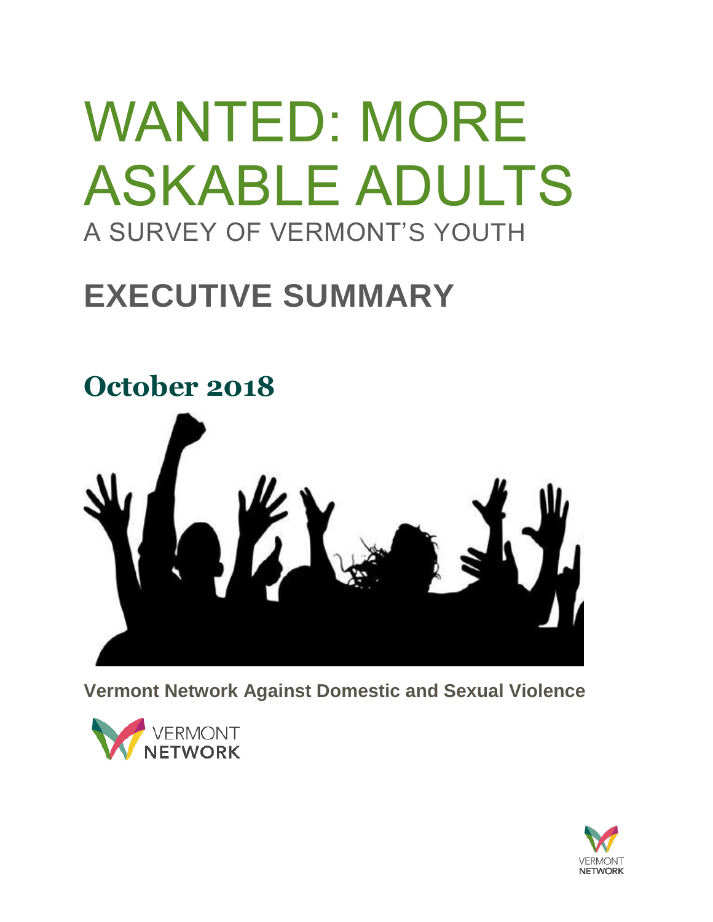# WANTED: MORE ASKABLE ADULTS

A SURVEY OF VERMONT'S YOUTH

# EXECUTIVE SUMMARY

## October 2018

**Vermont Network Against Domestic and Sexual Violence**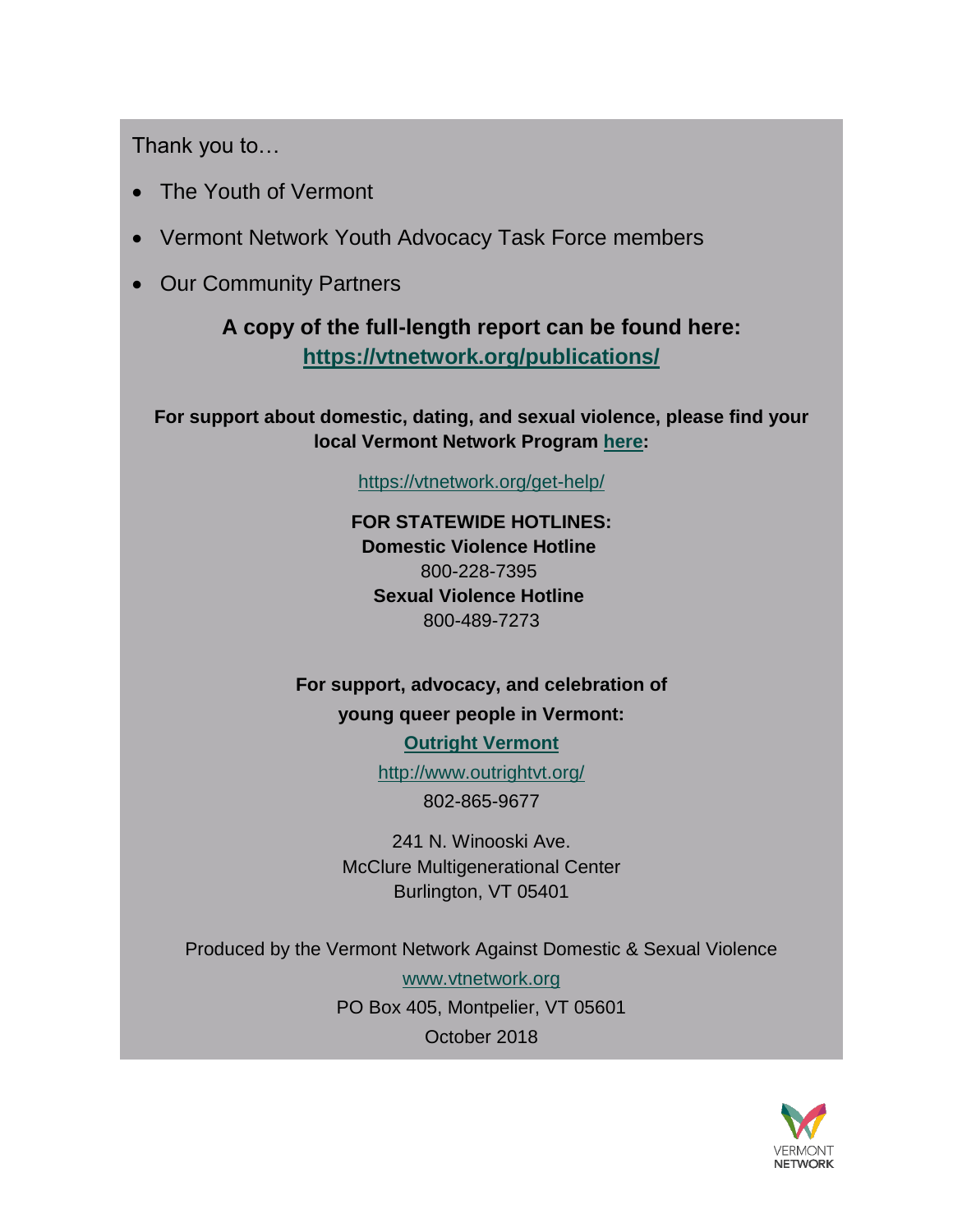Thank you to…

- The Youth of Vermont
- Vermont Network Youth Advocacy Task Force members
- Our Community Partners

**A copy of the full-length report can be found here: https://vtnetwork.org/publications/**

**For support about domestic, dating, and sexual violence, please find your local Vermont Network Program here:**

https://vtnetwork.org/get-help/

**FOR STATEWIDE HOTLINES:**
**Domestic Violence Hotline**
800-228-7395
**Sexual Violence Hotline**
800-489-7273

**For support, advocacy, and celebration of young queer people in Vermont:**

**Outright Vermont**

http://www.outrightvt.org/

802-865-9677

241 N. Winooski Ave.
McClure Multigenerational Center
Burlington, VT 05401

Produced by the Vermont Network Against Domestic & Sexual Violence

www.vtnetwork.org

PO Box 405, Montpelier, VT 05601

October 2018

VERMONT NETWORK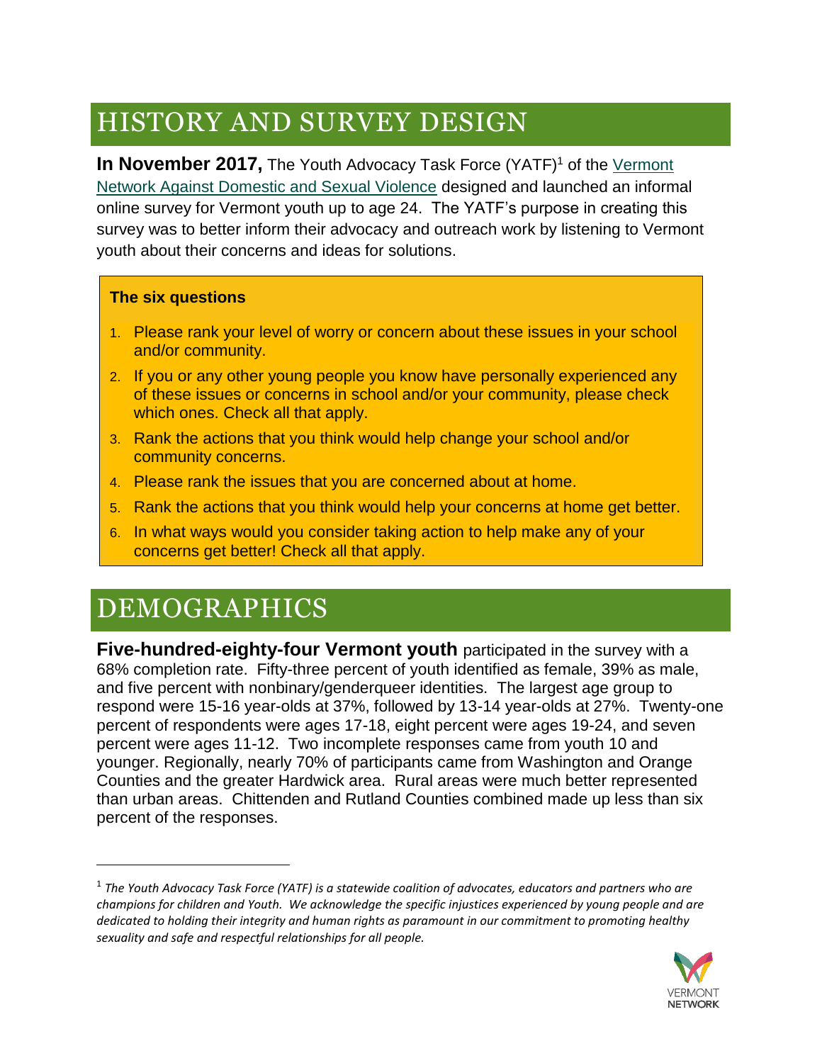# HISTORY AND SURVEY DESIGN

**In November 2017,** The Youth Advocacy Task Force (YATF)[1] of the Vermont Network Against Domestic and Sexual Violence designed and launched an informal online survey for Vermont youth up to age 24. The YATF's purpose in creating this survey was to better inform their advocacy and outreach work by listening to Vermont youth about their concerns and ideas for solutions.

**The six questions**

1. Please rank your level of worry or concern about these issues in your school and/or community.
2. If you or any other young people you know have personally experienced any of these issues or concerns in school and/or your community, please check which ones. Check all that apply.
3. Rank the actions that you think would help change your school and/or community concerns.
4. Please rank the issues that you are concerned about at home.
5. Rank the actions that you think would help your concerns at home get better.
6. In what ways would you consider taking action to help make any of your concerns get better! Check all that apply.

# DEMOGRAPHICS

**Five-hundred-eighty-four Vermont youth** participated in the survey with a 68% completion rate. Fifty-three percent of youth identified as female, 39% as male, and five percent with nonbinary/genderqueer identities. The largest age group to respond were 15-16 year-olds at 37%, followed by 13-14 year-olds at 27%. Twenty-one percent of respondents were ages 17-18, eight percent were ages 19-24, and seven percent were ages 11-12. Two incomplete responses came from youth 10 and younger. Regionally, nearly 70% of participants came from Washington and Orange Counties and the greater Hardwick area. Rural areas were much better represented than urban areas. Chittenden and Rutland Counties combined made up less than six percent of the responses.

[1] *The Youth Advocacy Task Force (YATF) is a statewide coalition of advocates, educators and partners who are champions for children and Youth. We acknowledge the specific injustices experienced by young people and are dedicated to holding their integrity and human rights as paramount in our commitment to promoting healthy sexuality and safe and respectful relationships for all people.*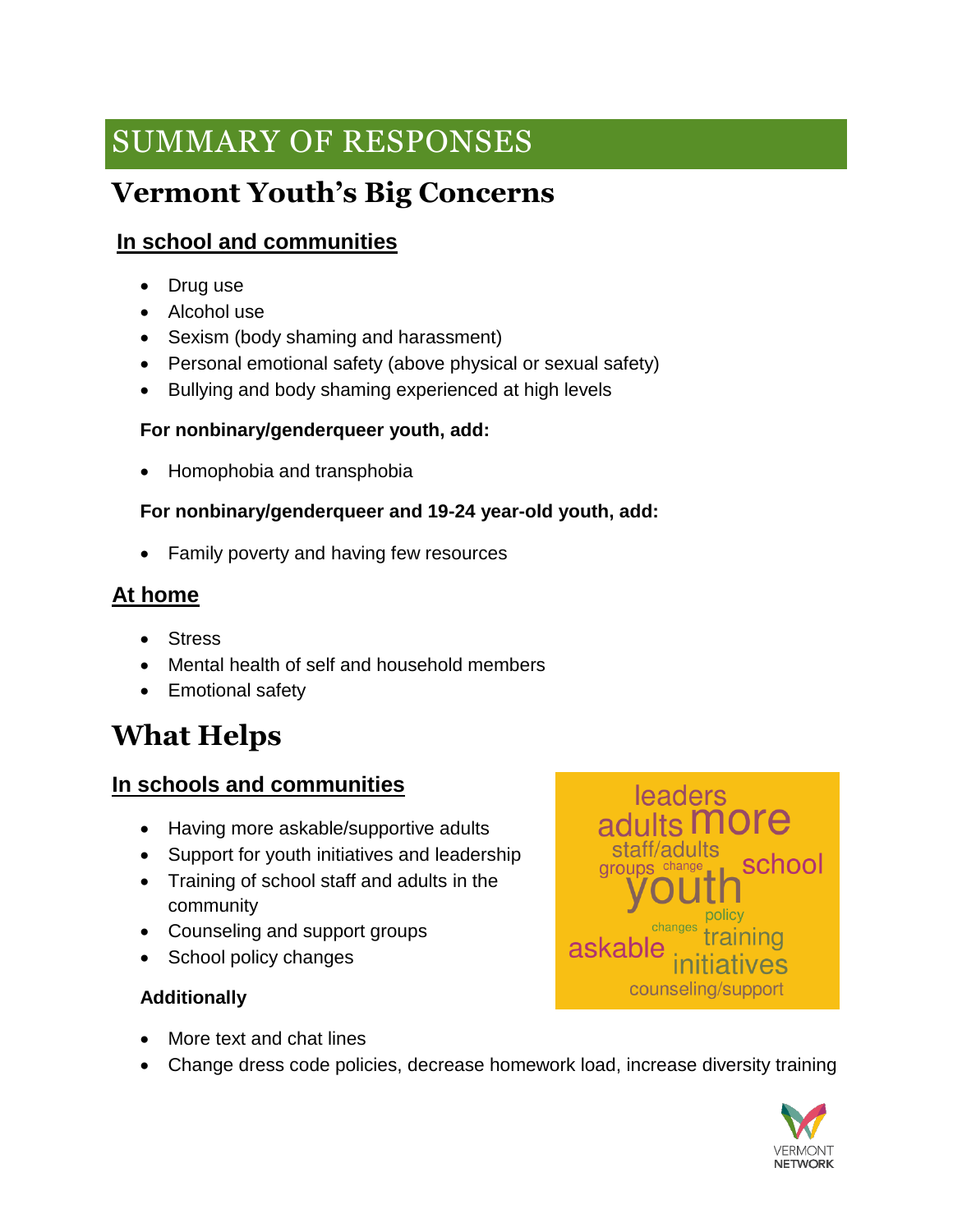# SUMMARY OF RESPONSES

## Vermont Youth's Big Concerns

### In school and communities

- Drug use
- Alcohol use
- Sexism (body shaming and harassment)
- Personal emotional safety (above physical or sexual safety)
- Bullying and body shaming experienced at high levels

**For nonbinary/genderqueer youth, add:**

- Homophobia and transphobia

**For nonbinary/genderqueer and 19-24 year-old youth, add:**

- Family poverty and having few resources

### At home

- Stress
- Mental health of self and household members
- Emotional safety

## What Helps

### In schools and communities

- Having more askable/supportive adults
- Support for youth initiatives and leadership
- Training of school staff and adults in the community
- Counseling and support groups
- School policy changes

**Additionally**

- More text and chat lines
- Change dress code policies, decrease homework load, increase diversity training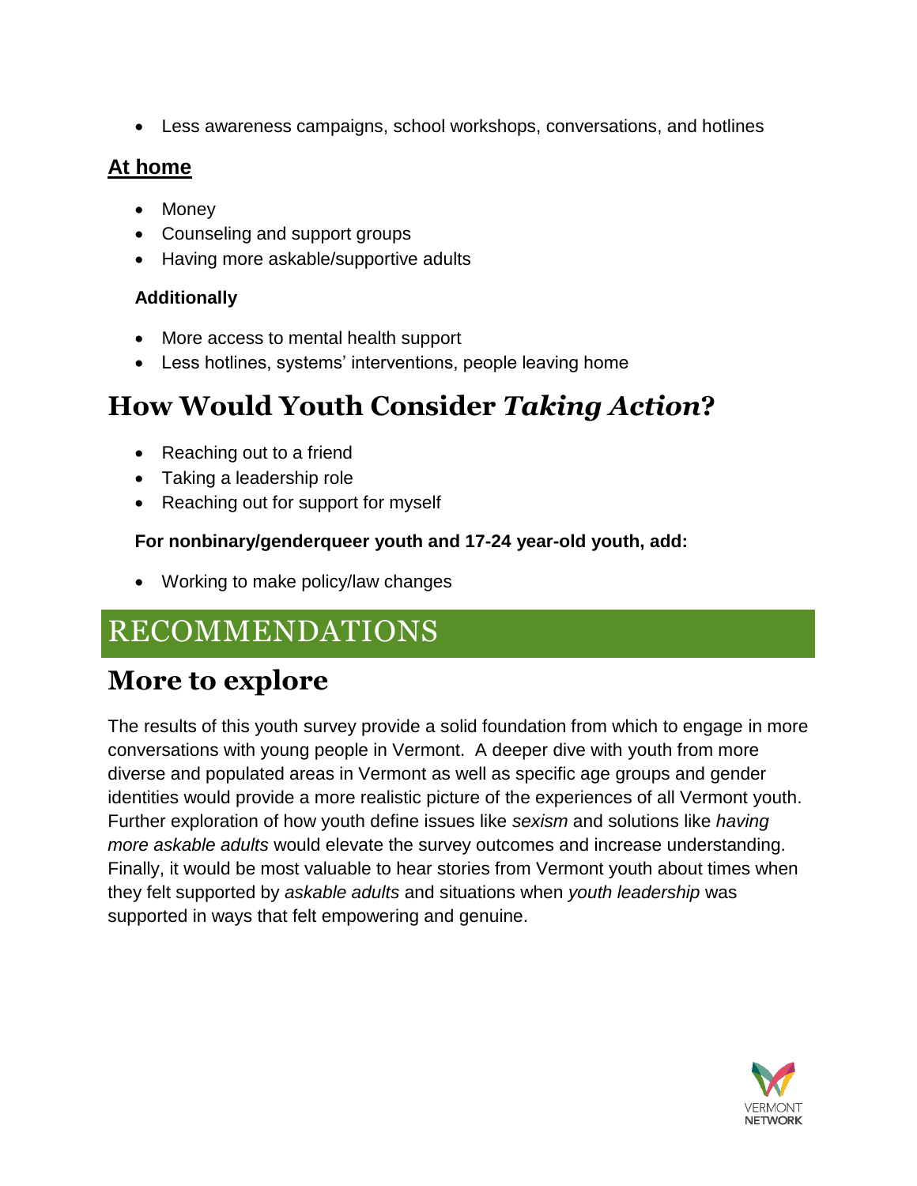- Less awareness campaigns, school workshops, conversations, and hotlines

### At home

- Money
- Counseling and support groups
- Having more askable/supportive adults

**Additionally**

- More access to mental health support
- Less hotlines, systems' interventions, people leaving home

## How Would Youth Consider *Taking Action*?

- Reaching out to a friend
- Taking a leadership role
- Reaching out for support for myself

**For nonbinary/genderqueer youth and 17-24 year-old youth, add:**

- Working to make policy/law changes

# RECOMMENDATIONS

## More to explore

The results of this youth survey provide a solid foundation from which to engage in more conversations with young people in Vermont. A deeper dive with youth from more diverse and populated areas in Vermont as well as specific age groups and gender identities would provide a more realistic picture of the experiences of all Vermont youth. Further exploration of how youth define issues like *sexism* and solutions like *having more askable adults* would elevate the survey outcomes and increase understanding. Finally, it would be most valuable to hear stories from Vermont youth about times when they felt supported by *askable adults* and situations when *youth leadership* was supported in ways that felt empowering and genuine.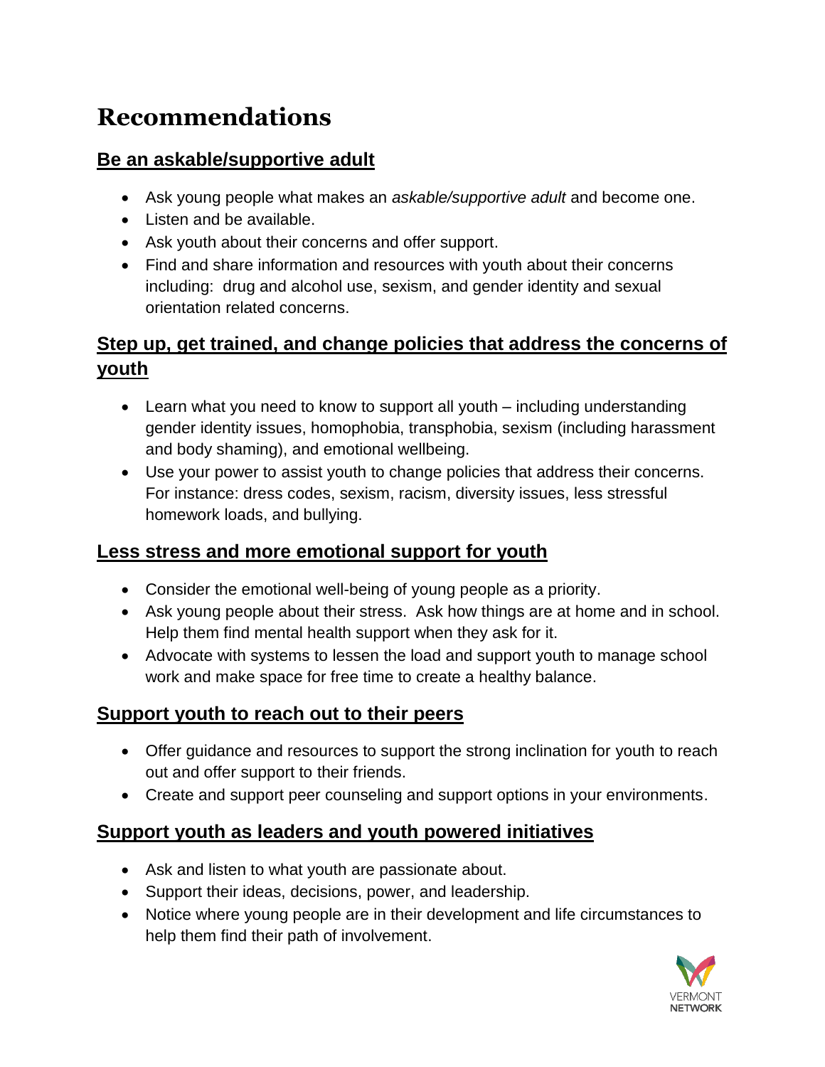# Recommendations

## Be an askable/supportive adult

- Ask young people what makes an *askable/supportive adult* and become one.
- Listen and be available.
- Ask youth about their concerns and offer support.
- Find and share information and resources with youth about their concerns including: drug and alcohol use, sexism, and gender identity and sexual orientation related concerns.

## Step up, get trained, and change policies that address the concerns of youth

- Learn what you need to know to support all youth – including understanding gender identity issues, homophobia, transphobia, sexism (including harassment and body shaming), and emotional wellbeing.
- Use your power to assist youth to change policies that address their concerns. For instance: dress codes, sexism, racism, diversity issues, less stressful homework loads, and bullying.

## Less stress and more emotional support for youth

- Consider the emotional well-being of young people as a priority.
- Ask young people about their stress. Ask how things are at home and in school. Help them find mental health support when they ask for it.
- Advocate with systems to lessen the load and support youth to manage school work and make space for free time to create a healthy balance.

## Support youth to reach out to their peers

- Offer guidance and resources to support the strong inclination for youth to reach out and offer support to their friends.
- Create and support peer counseling and support options in your environments.

## Support youth as leaders and youth powered initiatives

- Ask and listen to what youth are passionate about.
- Support their ideas, decisions, power, and leadership.
- Notice where young people are in their development and life circumstances to help them find their path of involvement.

VERMONT NETWORK